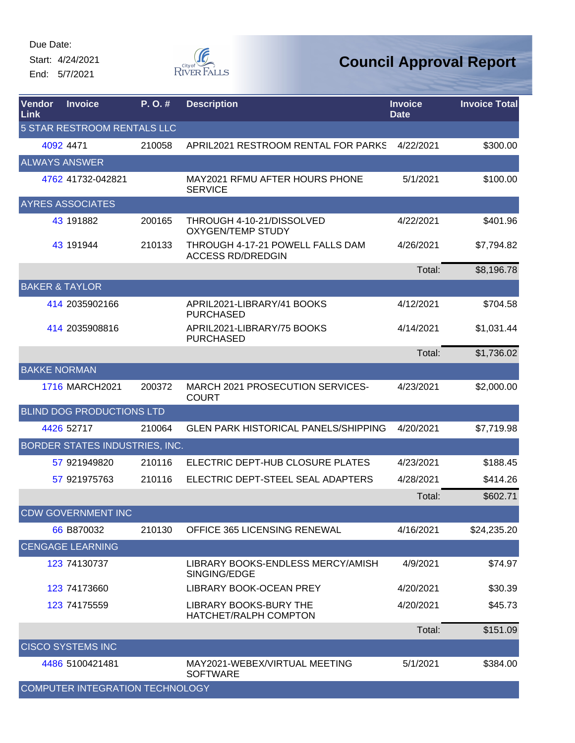Due Date:
Start: 4/24/2021
End: 5/7/2021

# Council Approval Report

| Vendor Link | Invoice | P. O. # | Description | Invoice Date | Invoice Total |
|---|---|---|---|---|---|
| **5 STAR RESTROOM RENTALS LLC** | | | | | |
| 4092 | 4471 | 210058 | APRIL2021 RESTROOM RENTAL FOR PARKS | 4/22/2021 | $300.00 |
| **ALWAYS ANSWER** | | | | | |
| 4762 | 41732-042821 | | MAY2021 RFMU AFTER HOURS PHONE SERVICE | 5/1/2021 | $100.00 |
| **AYRES ASSOCIATES** | | | | | |
| 43 | 191882 | 200165 | THROUGH 4-10-21/DISSOLVED OXYGEN/TEMP STUDY | 4/22/2021 | $401.96 |
| 43 | 191944 | 210133 | THROUGH 4-17-21 POWELL FALLS DAM ACCESS RD/DREDGIN | 4/26/2021 | $7,794.82 |
| | | | | Total: | $8,196.78 |
| **BAKER & TAYLOR** | | | | | |
| 414 | 2035902166 | | APRIL2021-LIBRARY/41 BOOKS PURCHASED | 4/12/2021 | $704.58 |
| 414 | 2035908816 | | APRIL2021-LIBRARY/75 BOOKS PURCHASED | 4/14/2021 | $1,031.44 |
| | | | | Total: | $1,736.02 |
| **BAKKE NORMAN** | | | | | |
| 1716 | MARCH2021 | 200372 | MARCH 2021 PROSECUTION SERVICES-COURT | 4/23/2021 | $2,000.00 |
| **BLIND DOG PRODUCTIONS LTD** | | | | | |
| 4426 | 52717 | 210064 | GLEN PARK HISTORICAL PANELS/SHIPPING | 4/20/2021 | $7,719.98 |
| **BORDER STATES INDUSTRIES, INC.** | | | | | |
| 57 | 921949820 | 210116 | ELECTRIC DEPT-HUB CLOSURE PLATES | 4/23/2021 | $188.45 |
| 57 | 921975763 | 210116 | ELECTRIC DEPT-STEEL SEAL ADAPTERS | 4/28/2021 | $414.26 |
| | | | | Total: | $602.71 |
| **CDW GOVERNMENT INC** | | | | | |
| 66 | B870032 | 210130 | OFFICE 365 LICENSING RENEWAL | 4/16/2021 | $24,235.20 |
| **CENGAGE LEARNING** | | | | | |
| 123 | 74130737 | | LIBRARY BOOKS-ENDLESS MERCY/AMISH SINGING/EDGE | 4/9/2021 | $74.97 |
| 123 | 74173660 | | LIBRARY BOOK-OCEAN PREY | 4/20/2021 | $30.39 |
| 123 | 74175559 | | LIBRARY BOOKS-BURY THE HATCHET/RALPH COMPTON | 4/20/2021 | $45.73 |
| | | | | Total: | $151.09 |
| **CISCO SYSTEMS INC** | | | | | |
| 4486 | 5100421481 | | MAY2021-WEBEX/VIRTUAL MEETING SOFTWARE | 5/1/2021 | $384.00 |
| **COMPUTER INTEGRATION TECHNOLOGY** | | | | | |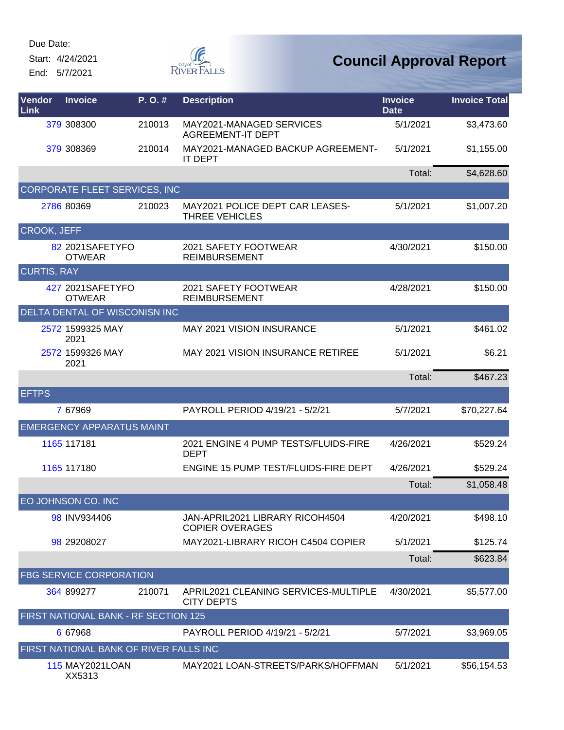Due Date:

Start: 4/24/2021

End: 5/7/2021

# Council Approval Report

| Vendor Link | Invoice | P. O. # | Description | Invoice Date | Invoice Total |
|---|---|---|---|---|---|
| 379 | 308300 | 210013 | MAY2021-MANAGED SERVICES AGREEMENT-IT DEPT | 5/1/2021 | $3,473.60 |
| 379 | 308369 | 210014 | MAY2021-MANAGED BACKUP AGREEMENT-IT DEPT | 5/1/2021 | $1,155.00 |
| | | | | Total: | $4,628.60 |
| CORPORATE FLEET SERVICES, INC | | | | | |
| 2786 | 80369 | 210023 | MAY2021 POLICE DEPT CAR LEASES-THREE VEHICLES | 5/1/2021 | $1,007.20 |
| CROOK, JEFF | | | | | |
| 82 | 2021SAFETYFOOTWEAR | | 2021 SAFETY FOOTWEAR REIMBURSEMENT | 4/30/2021 | $150.00 |
| CURTIS, RAY | | | | | |
| 427 | 2021SAFETYFOOTWEAR | | 2021 SAFETY FOOTWEAR REIMBURSEMENT | 4/28/2021 | $150.00 |
| DELTA DENTAL OF WISCONISN INC | | | | | |
| 2572 | 1599325 MAY 2021 | | MAY 2021 VISION INSURANCE | 5/1/2021 | $461.02 |
| 2572 | 1599326 MAY 2021 | | MAY 2021 VISION INSURANCE RETIREE | 5/1/2021 | $6.21 |
| | | | | Total: | $467.23 |
| EFTPS | | | | | |
| 7 | 67969 | | PAYROLL PERIOD 4/19/21 - 5/2/21 | 5/7/2021 | $70,227.64 |
| EMERGENCY APPARATUS MAINT | | | | | |
| 1165 | 117181 | | 2021 ENGINE 4 PUMP TESTS/FLUIDS-FIRE DEPT | 4/26/2021 | $529.24 |
| 1165 | 117180 | | ENGINE 15 PUMP TEST/FLUIDS-FIRE DEPT | 4/26/2021 | $529.24 |
| | | | | Total: | $1,058.48 |
| EO JOHNSON CO. INC | | | | | |
| 98 | INV934406 | | JAN-APRIL2021 LIBRARY RICOH4504 COPIER OVERAGES | 4/20/2021 | $498.10 |
| 98 | 29208027 | | MAY2021-LIBRARY RICOH C4504 COPIER | 5/1/2021 | $125.74 |
| | | | | Total: | $623.84 |
| FBG SERVICE CORPORATION | | | | | |
| 364 | 899277 | 210071 | APRIL2021 CLEANING SERVICES-MULTIPLE CITY DEPTS | 4/30/2021 | $5,577.00 |
| FIRST NATIONAL BANK - RF SECTION 125 | | | | | |
| 6 | 67968 | | PAYROLL PERIOD 4/19/21 - 5/2/21 | 5/7/2021 | $3,969.05 |
| FIRST NATIONAL BANK OF RIVER FALLS INC | | | | | |
| 115 | MAY2021LOAN XX5313 | | MAY2021 LOAN-STREETS/PARKS/HOFFMAN | 5/1/2021 | $56,154.53 |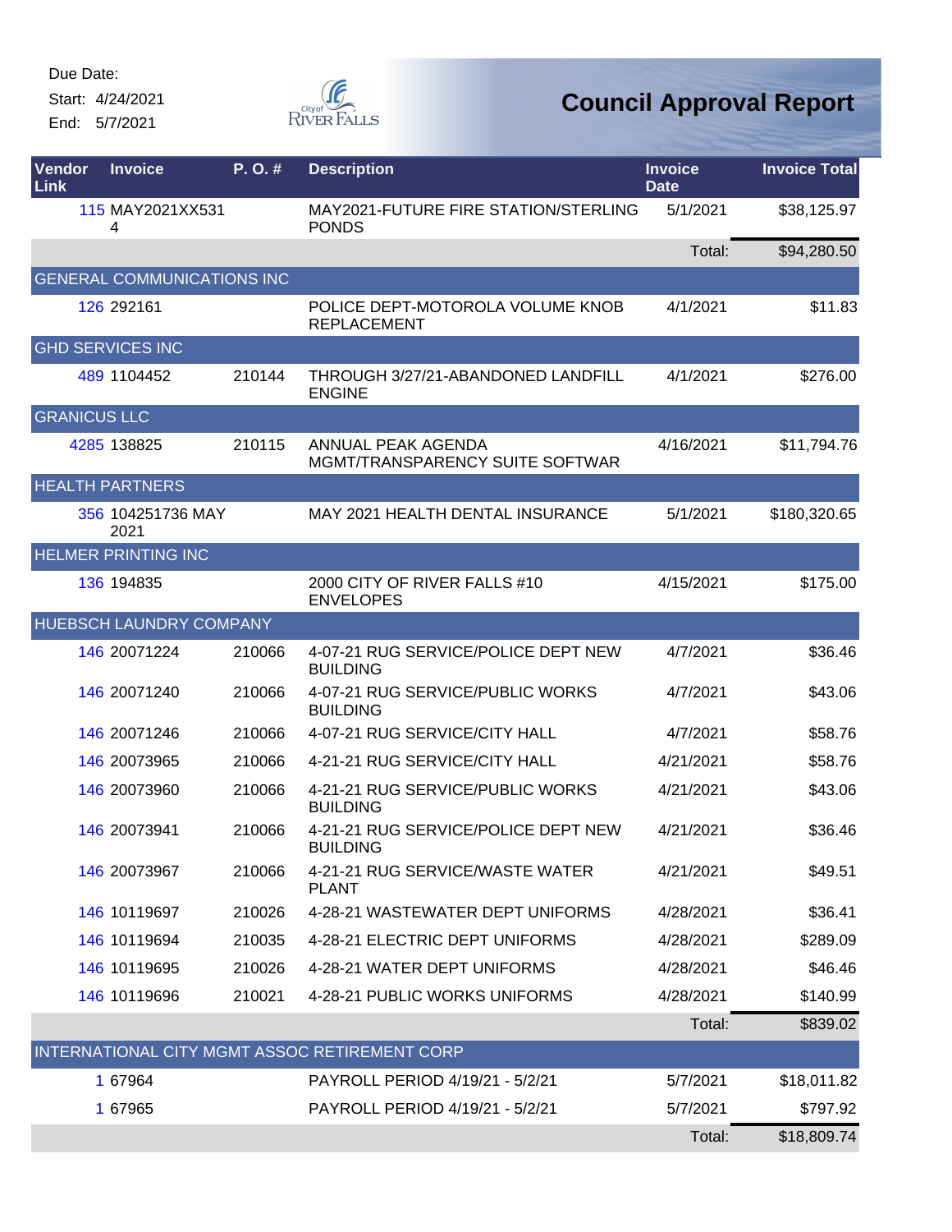Due Date:

Start: 4/24/2021

End: 5/7/2021

# Council Approval Report

| Vendor Link | Invoice | P. O. # | Description | Invoice Date | Invoice Total |
|---|---|---|---|---|---|
| 115 | MAY2021XX5314 | | MAY2021-FUTURE FIRE STATION/STERLING PONDS | 5/1/2021 | $38,125.97 |
| | | | | Total: | $94,280.50 |
| GENERAL COMMUNICATIONS INC | | | | | |
| 126 | 292161 | | POLICE DEPT-MOTOROLA VOLUME KNOB REPLACEMENT | 4/1/2021 | $11.83 |
| GHD SERVICES INC | | | | | |
| 489 | 1104452 | 210144 | THROUGH 3/27/21-ABANDONED LANDFILL ENGINE | 4/1/2021 | $276.00 |
| GRANICUS LLC | | | | | |
| 4285 | 138825 | 210115 | ANNUAL PEAK AGENDA MGMT/TRANSPARENCY SUITE SOFTWAR | 4/16/2021 | $11,794.76 |
| HEALTH PARTNERS | | | | | |
| 356 | 104251736 MAY 2021 | | MAY 2021 HEALTH DENTAL INSURANCE | 5/1/2021 | $180,320.65 |
| HELMER PRINTING INC | | | | | |
| 136 | 194835 | | 2000 CITY OF RIVER FALLS #10 ENVELOPES | 4/15/2021 | $175.00 |
| HUEBSCH LAUNDRY COMPANY | | | | | |
| 146 | 20071224 | 210066 | 4-07-21 RUG SERVICE/POLICE DEPT NEW BUILDING | 4/7/2021 | $36.46 |
| 146 | 20071240 | 210066 | 4-07-21 RUG SERVICE/PUBLIC WORKS BUILDING | 4/7/2021 | $43.06 |
| 146 | 20071246 | 210066 | 4-07-21 RUG SERVICE/CITY HALL | 4/7/2021 | $58.76 |
| 146 | 20073965 | 210066 | 4-21-21 RUG SERVICE/CITY HALL | 4/21/2021 | $58.76 |
| 146 | 20073960 | 210066 | 4-21-21 RUG SERVICE/PUBLIC WORKS BUILDING | 4/21/2021 | $43.06 |
| 146 | 20073941 | 210066 | 4-21-21 RUG SERVICE/POLICE DEPT NEW BUILDING | 4/21/2021 | $36.46 |
| 146 | 20073967 | 210066 | 4-21-21 RUG SERVICE/WASTE WATER PLANT | 4/21/2021 | $49.51 |
| 146 | 10119697 | 210026 | 4-28-21 WASTEWATER DEPT UNIFORMS | 4/28/2021 | $36.41 |
| 146 | 10119694 | 210035 | 4-28-21 ELECTRIC DEPT UNIFORMS | 4/28/2021 | $289.09 |
| 146 | 10119695 | 210026 | 4-28-21 WATER DEPT UNIFORMS | 4/28/2021 | $46.46 |
| 146 | 10119696 | 210021 | 4-28-21 PUBLIC WORKS UNIFORMS | 4/28/2021 | $140.99 |
| | | | | Total: | $839.02 |
| INTERNATIONAL CITY MGMT ASSOC RETIREMENT CORP | | | | | |
| 1 | 67964 | | PAYROLL PERIOD 4/19/21 - 5/2/21 | 5/7/2021 | $18,011.82 |
| 1 | 67965 | | PAYROLL PERIOD 4/19/21 - 5/2/21 | 5/7/2021 | $797.92 |
| | | | | Total: | $18,809.74 |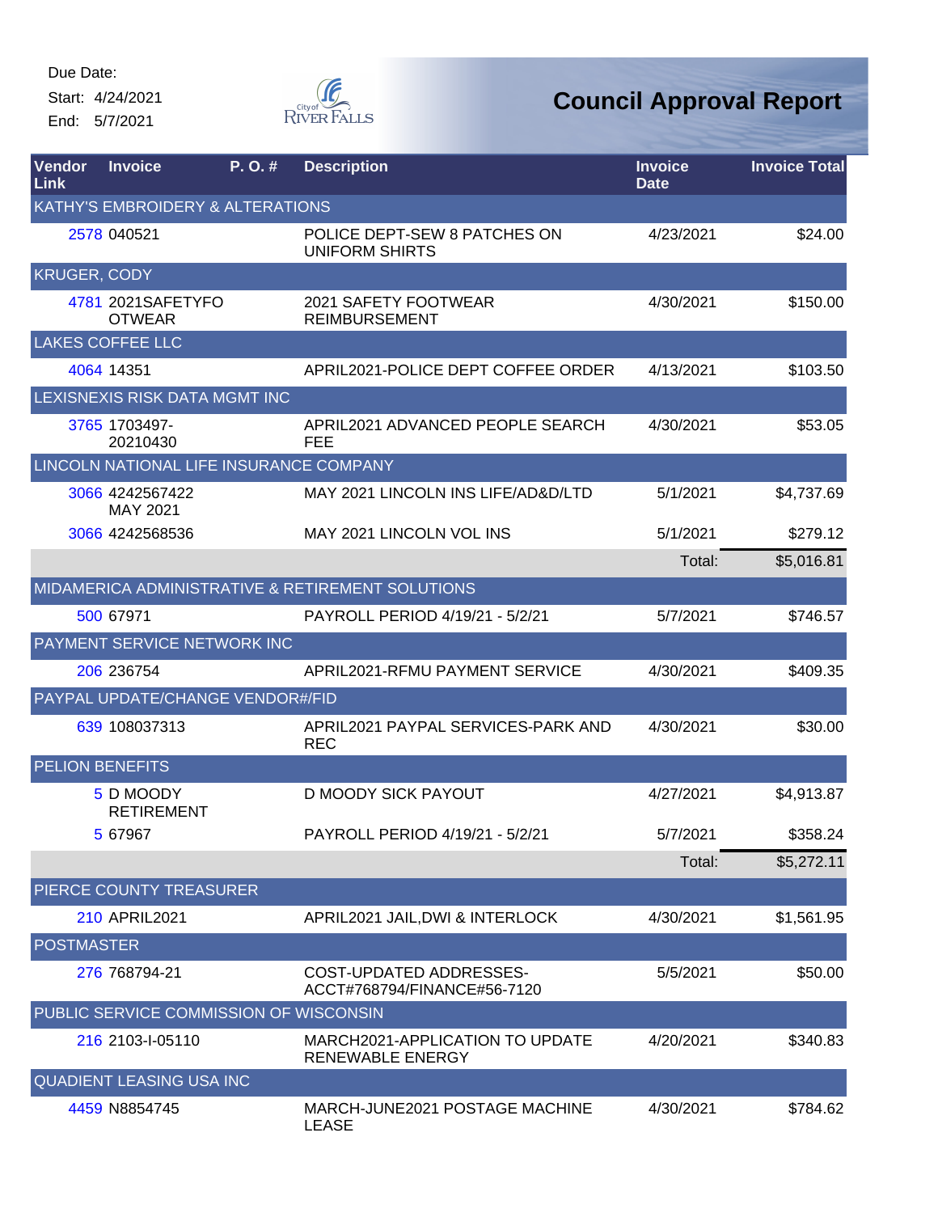Due Date:

Start: 4/24/2021

End: 5/7/2021

# Council Approval Report

| Vendor Link | Invoice | P. O. # | Description | Invoice Date | Invoice Total |
|---|---|---|---|---|---|
| KATHY'S EMBROIDERY & ALTERATIONS | | | | | |
| 2578 | 040521 | | POLICE DEPT-SEW 8 PATCHES ON UNIFORM SHIRTS | 4/23/2021 | $24.00 |
| KRUGER, CODY | | | | | |
| 4781 | 2021SAFETYFOOTWEAR | | 2021 SAFETY FOOTWEAR REIMBURSEMENT | 4/30/2021 | $150.00 |
| LAKES COFFEE LLC | | | | | |
| 4064 | 14351 | | APRIL2021-POLICE DEPT COFFEE ORDER | 4/13/2021 | $103.50 |
| LEXISNEXIS RISK DATA MGMT INC | | | | | |
| 3765 | 1703497-20210430 | | APRIL2021 ADVANCED PEOPLE SEARCH FEE | 4/30/2021 | $53.05 |
| LINCOLN NATIONAL LIFE INSURANCE COMPANY | | | | | |
| 3066 | 4242567422 MAY 2021 | | MAY 2021 LINCOLN INS LIFE/AD&D/LTD | 5/1/2021 | $4,737.69 |
| 3066 | 4242568536 | | MAY 2021 LINCOLN VOL INS | 5/1/2021 | $279.12 |
| | | | | Total: | $5,016.81 |
| MIDAMERICA ADMINISTRATIVE & RETIREMENT SOLUTIONS | | | | | |
| 500 | 67971 | | PAYROLL PERIOD 4/19/21 - 5/2/21 | 5/7/2021 | $746.57 |
| PAYMENT SERVICE NETWORK INC | | | | | |
| 206 | 236754 | | APRIL2021-RFMU PAYMENT SERVICE | 4/30/2021 | $409.35 |
| PAYPAL UPDATE/CHANGE VENDOR#/FID | | | | | |
| 639 | 108037313 | | APRIL2021 PAYPAL SERVICES-PARK AND REC | 4/30/2021 | $30.00 |
| PELION BENEFITS | | | | | |
| 5 | D MOODY RETIREMENT | | D MOODY SICK PAYOUT | 4/27/2021 | $4,913.87 |
| 5 | 67967 | | PAYROLL PERIOD 4/19/21 - 5/2/21 | 5/7/2021 | $358.24 |
| | | | | Total: | $5,272.11 |
| PIERCE COUNTY TREASURER | | | | | |
| 210 | APRIL2021 | | APRIL2021 JAIL,DWI & INTERLOCK | 4/30/2021 | $1,561.95 |
| POSTMASTER | | | | | |
| 276 | 768794-21 | | COST-UPDATED ADDRESSES-ACCT#768794/FINANCE#56-7120 | 5/5/2021 | $50.00 |
| PUBLIC SERVICE COMMISSION OF WISCONSIN | | | | | |
| 216 | 2103-I-05110 | | MARCH2021-APPLICATION TO UPDATE RENEWABLE ENERGY | 4/20/2021 | $340.83 |
| QUADIENT LEASING USA INC | | | | | |
| 4459 | N8854745 | | MARCH-JUNE2021 POSTAGE MACHINE LEASE | 4/30/2021 | $784.62 |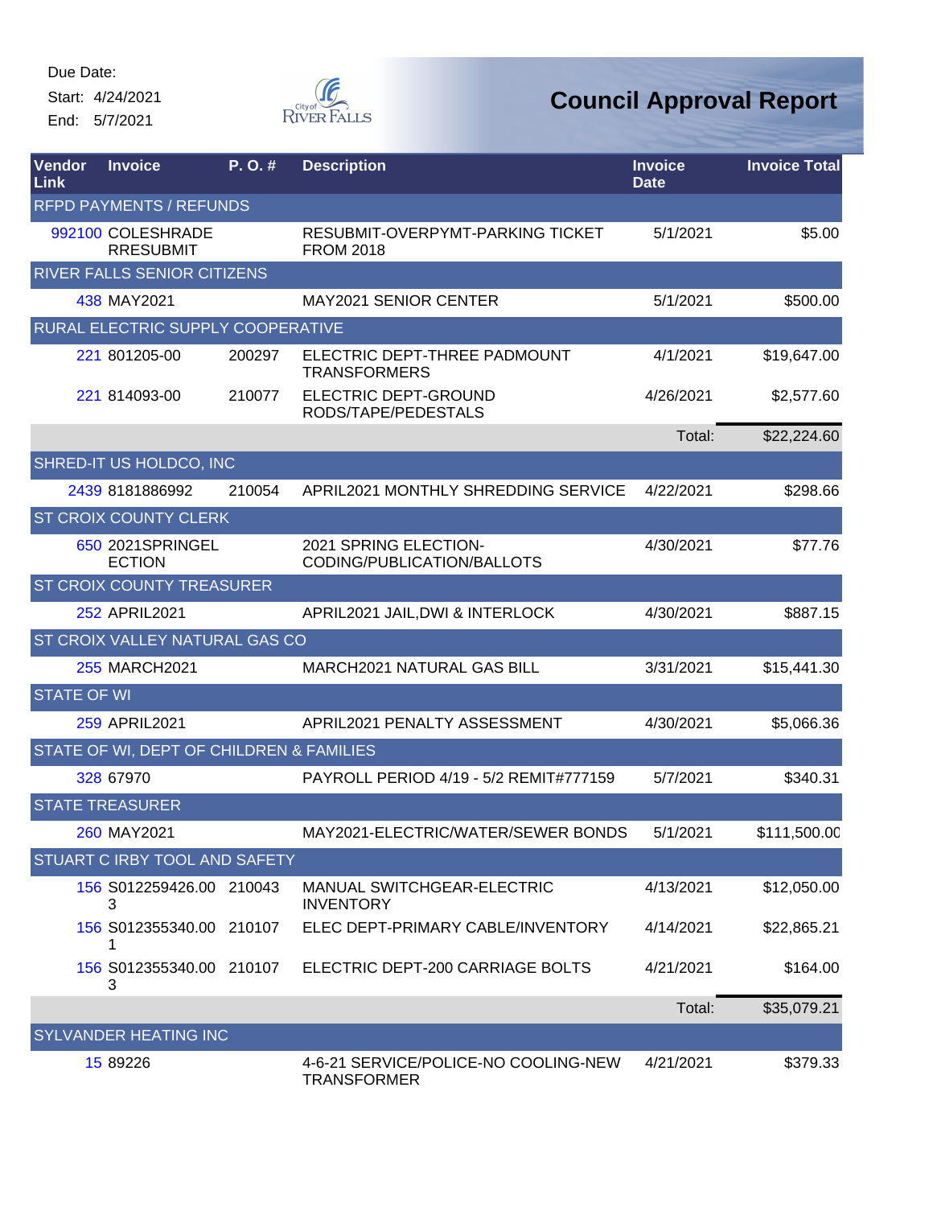Due Date:

Start: 4/24/2021

End: 5/7/2021

# Council Approval Report

| Vendor Link | Invoice | P. O. # | Description | Invoice Date | Invoice Total |
|---|---|---|---|---|---|
| **RFPD PAYMENTS / REFUNDS** | | | | | |
| 992100 | COLESHRADE RRESUBMIT | | RESUBMIT-OVERPYMT-PARKING TICKET FROM 2018 | 5/1/2021 | $5.00 |
| **RIVER FALLS SENIOR CITIZENS** | | | | | |
| 438 | MAY2021 | | MAY2021 SENIOR CENTER | 5/1/2021 | $500.00 |
| **RURAL ELECTRIC SUPPLY COOPERATIVE** | | | | | |
| 221 | 801205-00 | 200297 | ELECTRIC DEPT-THREE PADMOUNT TRANSFORMERS | 4/1/2021 | $19,647.00 |
| 221 | 814093-00 | 210077 | ELECTRIC DEPT-GROUND RODS/TAPE/PEDESTALS | 4/26/2021 | $2,577.60 |
| | | | | Total: | $22,224.60 |
| **SHRED-IT US HOLDCO, INC** | | | | | |
| 2439 | 8181886992 | 210054 | APRIL2021 MONTHLY SHREDDING SERVICE | 4/22/2021 | $298.66 |
| **ST CROIX COUNTY CLERK** | | | | | |
| 650 | 2021SPRINGELECTION | | 2021 SPRING ELECTION-CODING/PUBLICATION/BALLOTS | 4/30/2021 | $77.76 |
| **ST CROIX COUNTY TREASURER** | | | | | |
| 252 | APRIL2021 | | APRIL2021 JAIL,DWI & INTERLOCK | 4/30/2021 | $887.15 |
| **ST CROIX VALLEY NATURAL GAS CO** | | | | | |
| 255 | MARCH2021 | | MARCH2021 NATURAL GAS BILL | 3/31/2021 | $15,441.30 |
| **STATE OF WI** | | | | | |
| 259 | APRIL2021 | | APRIL2021 PENALTY ASSESSMENT | 4/30/2021 | $5,066.36 |
| **STATE OF WI, DEPT OF CHILDREN & FAMILIES** | | | | | |
| 328 | 67970 | | PAYROLL PERIOD 4/19 - 5/2 REMIT#777159 | 5/7/2021 | $340.31 |
| **STATE TREASURER** | | | | | |
| 260 | MAY2021 | | MAY2021-ELECTRIC/WATER/SEWER BONDS | 5/1/2021 | $111,500.00 |
| **STUART C IRBY TOOL AND SAFETY** | | | | | |
| 156 | S012259426.003 | 210043 | MANUAL SWITCHGEAR-ELECTRIC INVENTORY | 4/13/2021 | $12,050.00 |
| 156 | S012355340.001 | 210107 | ELEC DEPT-PRIMARY CABLE/INVENTORY | 4/14/2021 | $22,865.21 |
| 156 | S012355340.003 | 210107 | ELECTRIC DEPT-200 CARRIAGE BOLTS | 4/21/2021 | $164.00 |
| | | | | Total: | $35,079.21 |
| **SYLVANDER HEATING INC** | | | | | |
| 15 | 89226 | | 4-6-21 SERVICE/POLICE-NO COOLING-NEW TRANSFORMER | 4/21/2021 | $379.33 |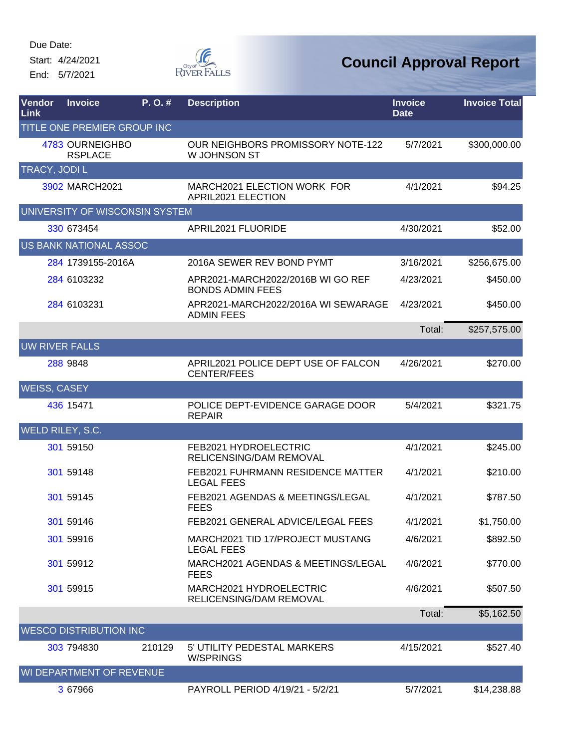Due Date:
Start: 4/24/2021
End: 5/7/2021

# Council Approval Report

| Vendor Link | Invoice | P. O. # | Description | Invoice Date | Invoice Total |
|---|---|---|---|---|---|
| TITLE ONE PREMIER GROUP INC | | | | | |
| 4783 | OURNEIGHBORSPLACE | | OUR NEIGHBORS PROMISSORY NOTE-122 W JOHNSON ST | 5/7/2021 | $300,000.00 |
| TRACY, JODI L | | | | | |
| 3902 | MARCH2021 | | MARCH2021 ELECTION WORK FOR APRIL2021 ELECTION | 4/1/2021 | $94.25 |
| UNIVERSITY OF WISCONSIN SYSTEM | | | | | |
| 330 | 673454 | | APRIL2021 FLUORIDE | 4/30/2021 | $52.00 |
| US BANK NATIONAL ASSOC | | | | | |
| 284 | 1739155-2016A | | 2016A SEWER REV BOND PYMT | 3/16/2021 | $256,675.00 |
| 284 | 6103232 | | APR2021-MARCH2022/2016B WI GO REF BONDS ADMIN FEES | 4/23/2021 | $450.00 |
| 284 | 6103231 | | APR2021-MARCH2022/2016A WI SEWARAGE ADMIN FEES | 4/23/2021 | $450.00 |
| | | | | Total: | $257,575.00 |
| UW RIVER FALLS | | | | | |
| 288 | 9848 | | APRIL2021 POLICE DEPT USE OF FALCON CENTER/FEES | 4/26/2021 | $270.00 |
| WEISS, CASEY | | | | | |
| 436 | 15471 | | POLICE DEPT-EVIDENCE GARAGE DOOR REPAIR | 5/4/2021 | $321.75 |
| WELD RILEY, S.C. | | | | | |
| 301 | 59150 | | FEB2021 HYDROELECTRIC RELICENSING/DAM REMOVAL | 4/1/2021 | $245.00 |
| 301 | 59148 | | FEB2021 FUHRMANN RESIDENCE MATTER LEGAL FEES | 4/1/2021 | $210.00 |
| 301 | 59145 | | FEB2021 AGENDAS & MEETINGS/LEGAL FEES | 4/1/2021 | $787.50 |
| 301 | 59146 | | FEB2021 GENERAL ADVICE/LEGAL FEES | 4/1/2021 | $1,750.00 |
| 301 | 59916 | | MARCH2021 TID 17/PROJECT MUSTANG LEGAL FEES | 4/6/2021 | $892.50 |
| 301 | 59912 | | MARCH2021 AGENDAS & MEETINGS/LEGAL FEES | 4/6/2021 | $770.00 |
| 301 | 59915 | | MARCH2021 HYDROELECTRIC RELICENSING/DAM REMOVAL | 4/6/2021 | $507.50 |
| | | | | Total: | $5,162.50 |
| WESCO DISTRIBUTION INC | | | | | |
| 303 | 794830 | 210129 | 5' UTILITY PEDESTAL MARKERS W/SPRINGS | 4/15/2021 | $527.40 |
| WI DEPARTMENT OF REVENUE | | | | | |
| 3 | 67966 | | PAYROLL PERIOD 4/19/21 - 5/2/21 | 5/7/2021 | $14,238.88 |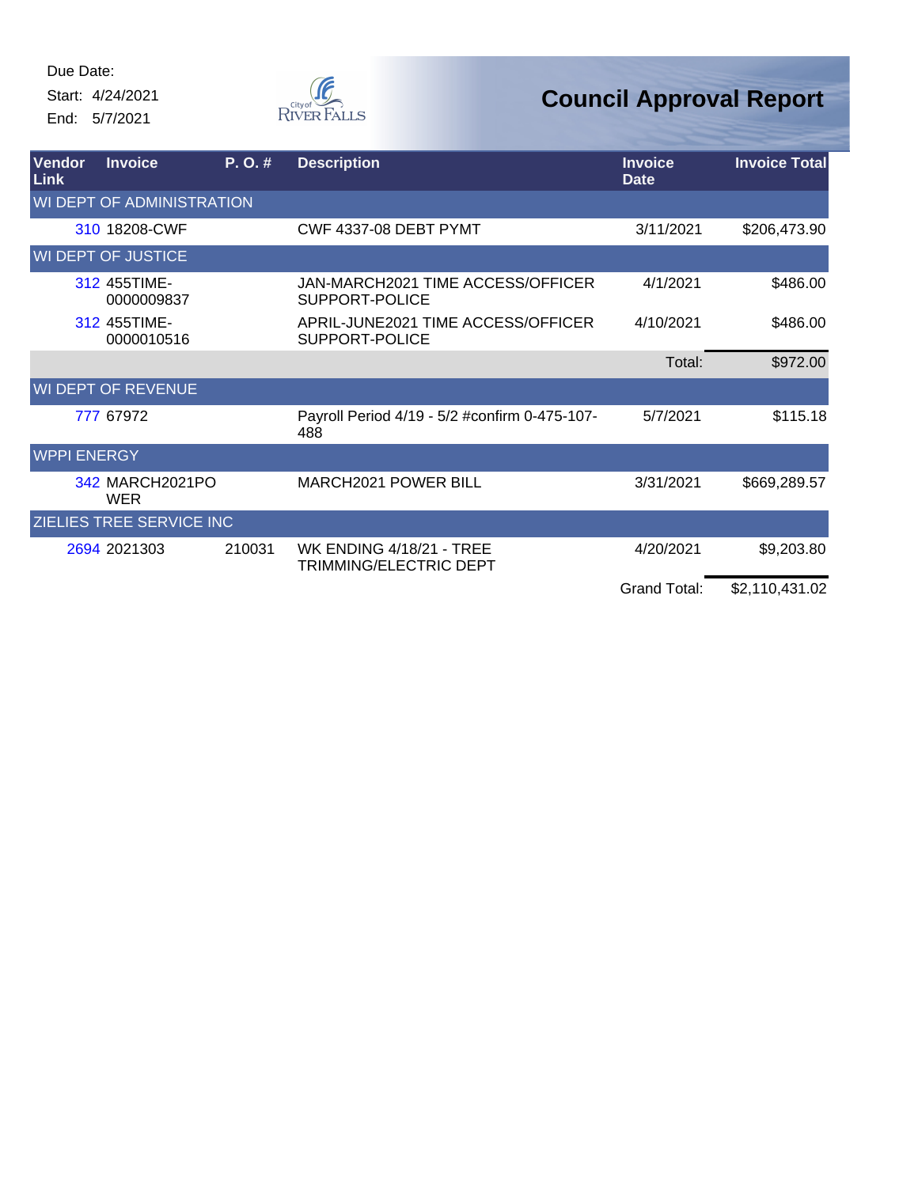Due Date:
Start: 4/24/2021
End: 5/7/2021

# Council Approval Report

| Vendor Link | Invoice | P. O. # | Description | Invoice Date | Invoice Total |
|---|---|---|---|---|---|
| WI DEPT OF ADMINISTRATION | | | | | |
| 310 | 18208-CWF | | CWF 4337-08 DEBT PYMT | 3/11/2021 | $206,473.90 |
| WI DEPT OF JUSTICE | | | | | |
| 312 | 455TIME-0000009837 | | JAN-MARCH2021 TIME ACCESS/OFFICER SUPPORT-POLICE | 4/1/2021 | $486.00 |
| 312 | 455TIME-0000010516 | | APRIL-JUNE2021 TIME ACCESS/OFFICER SUPPORT-POLICE | 4/10/2021 | $486.00 |
| | | | | Total: | $972.00 |
| WI DEPT OF REVENUE | | | | | |
| 777 | 67972 | | Payroll Period 4/19 - 5/2 #confirm 0-475-107-488 | 5/7/2021 | $115.18 |
| WPPI ENERGY | | | | | |
| 342 | MARCH2021POWER | | MARCH2021 POWER BILL | 3/31/2021 | $669,289.57 |
| ZIELIES TREE SERVICE INC | | | | | |
| 2694 | 2021303 | 210031 | WK ENDING 4/18/21 - TREE TRIMMING/ELECTRIC DEPT | 4/20/2021 | $9,203.80 |
| | | | | Grand Total: | $2,110,431.02 |